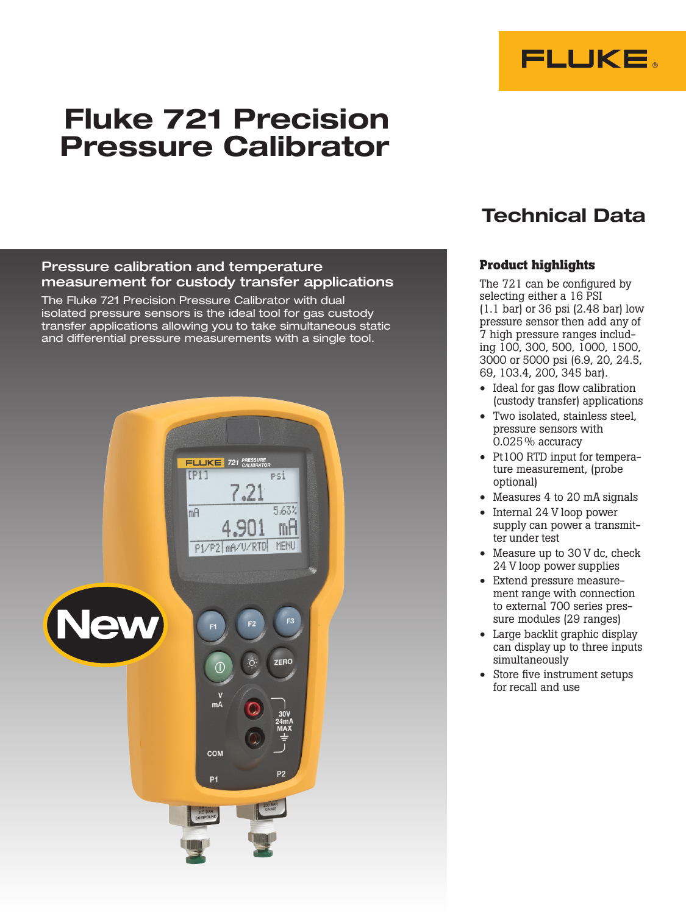# Fluke 721 Precision Pressure Calibrator

## Technical Data

### Pressure calibration and temperature measurement for custody transfer applications

The Fluke 721 Precision Pressure Calibrator with dual isolated pressure sensors is the ideal tool for gas custody transfer applications allowing you to take simultaneous static and differential pressure measurements with a single tool.

### Product highlights

The 721 can be configured by selecting either a 16 PSI (1.1 bar) or 36 psi (2.48 bar) low pressure sensor then add any of 7 high pressure ranges including 100, 300, 500, 1000, 1500, 3000 or 5000 psi (6.9, 20, 24.5, 69, 103.4, 200, 345 bar).

- Ideal for gas flow calibration (custody transfer) applications
- Two isolated, stainless steel, pressure sensors with 0.025 % accuracy
- Pt100 RTD input for temperature measurement, (probe optional)
- Measures 4 to 20 mA signals
- Internal 24 V loop power supply can power a transmitter under test
- Measure up to 30 V dc, check 24 V loop power supplies
- Extend pressure measurement range with connection to external 700 series pressure modules (29 ranges)
- Large backlit graphic display can display up to three inputs simultaneously
- Store five instrument setups for recall and use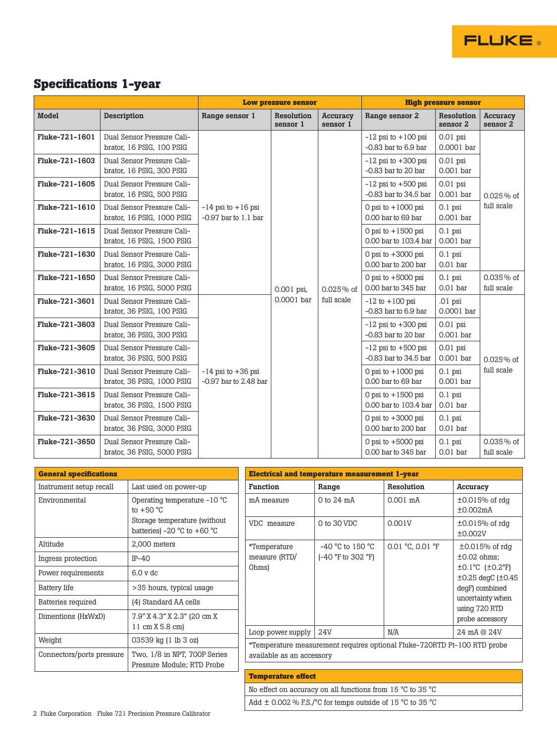## Specifications 1-year

| Model | Description | Low pressure sensor | | | High pressure sensor | | |
|---|---|---|---|---|---|---|---|
| | | Range sensor 1 | Resolution sensor 1 | Accuracy sensor 1 | Range sensor 2 | Resolution sensor 2 | Accuracy sensor 2 |
| **Fluke-721-1601** | Dual Sensor Pressure Calibrator, 16 PSIG, 100 PSIG | -14 psi to +16 psi -0.97 bar to 1.1 bar | 0.001 psi, 0.0001 bar | 0.025% of full scale | -12 psi to +100 psi -0.83 bar to 6.9 bar | 0.01 psi 0.0001 bar | 0.025% of full scale |
| **Fluke-721-1603** | Dual Sensor Pressure Calibrator, 16 PSIG, 300 PSIG | -14 psi to +16 psi -0.97 bar to 1.1 bar | 0.001 psi, 0.0001 bar | 0.025% of full scale | -12 psi to +300 psi -0.83 bar to 20 bar | 0.01 psi 0.001 bar | 0.025% of full scale |
| **Fluke-721-1605** | Dual Sensor Pressure Calibrator, 16 PSIG, 500 PSIG | -14 psi to +16 psi -0.97 bar to 1.1 bar | 0.001 psi, 0.0001 bar | 0.025% of full scale | -12 psi to +500 psi -0.83 bar to 34.5 bar | 0.01 psi 0.001 bar | 0.025% of full scale |
| **Fluke-721-1610** | Dual Sensor Pressure Calibrator, 16 PSIG, 1000 PSIG | -14 psi to +16 psi -0.97 bar to 1.1 bar | 0.001 psi, 0.0001 bar | 0.025% of full scale | 0 psi to +1000 psi 0.00 bar to 69 bar | 0.1 psi 0.001 bar | 0.025% of full scale |
| **Fluke-721-1615** | Dual Sensor Pressure Calibrator, 16 PSIG, 1500 PSIG | -14 psi to +16 psi -0.97 bar to 1.1 bar | 0.001 psi, 0.0001 bar | 0.025% of full scale | 0 psi to +1500 psi 0.00 bar to 103.4 bar | 0.1 psi 0.001 bar | 0.025% of full scale |
| **Fluke-721-1630** | Dual Sensor Pressure Calibrator, 16 PSIG, 3000 PSIG | -14 psi to +16 psi -0.97 bar to 1.1 bar | 0.001 psi, 0.0001 bar | 0.025% of full scale | 0 psi to +3000 psi 0.00 bar to 200 bar | 0.1 psi 0.01 bar | 0.025% of full scale |
| **Fluke-721-1650** | Dual Sensor Pressure Calibrator, 16 PSIG, 5000 PSIG | -14 psi to +16 psi -0.97 bar to 1.1 bar | 0.001 psi, 0.0001 bar | 0.025% of full scale | 0 psi to +5000 psi 0.00 bar to 345 bar | 0.1 psi 0.01 bar | 0.035% of full scale |
| **Fluke-721-3601** | Dual Sensor Pressure Calibrator, 36 PSIG, 100 PSIG | -14 psi to +36 psi -0.97 bar to 2.48 bar | 0.001 psi, 0.0001 bar | 0.025% of full scale | -12 to +100 psi -0.83 bar to 6.9 bar | .01 psi 0.0001 bar | 0.025% of full scale |
| **Fluke-721-3603** | Dual Sensor Pressure Calibrator, 36 PSIG, 300 PSIG | -14 psi to +36 psi -0.97 bar to 2.48 bar | 0.001 psi, 0.0001 bar | 0.025% of full scale | -12 psi to +300 psi -0.83 bar to 20 bar | 0.01 psi 0.001 bar | 0.025% of full scale |
| **Fluke-721-3605** | Dual Sensor Pressure Calibrator, 36 PSIG, 500 PSIG | -14 psi to +36 psi -0.97 bar to 2.48 bar | 0.001 psi, 0.0001 bar | 0.025% of full scale | -12 psi to +500 psi -0.83 bar to 34.5 bar | 0.01 psi 0.001 bar | 0.025% of full scale |
| **Fluke-721-3610** | Dual Sensor Pressure Calibrator, 36 PSIG, 1000 PSIG | -14 psi to +36 psi -0.97 bar to 2.48 bar | 0.001 psi, 0.0001 bar | 0.025% of full scale | 0 psi to +1000 psi 0.00 bar to 69 bar | 0.1 psi 0.001 bar | 0.025% of full scale |
| **Fluke-721-3615** | Dual Sensor Pressure Calibrator, 36 PSIG, 1500 PSIG | -14 psi to +36 psi -0.97 bar to 2.48 bar | 0.001 psi, 0.0001 bar | 0.025% of full scale | 0 psi to +1500 psi 0.00 bar to 103.4 bar | 0.1 psi 0.01 bar | 0.025% of full scale |
| **Fluke-721-3630** | Dual Sensor Pressure Calibrator, 36 PSIG, 3000 PSIG | -14 psi to +36 psi -0.97 bar to 2.48 bar | 0.001 psi, 0.0001 bar | 0.025% of full scale | 0 psi to +3000 psi 0.00 bar to 200 bar | 0.1 psi 0.01 bar | 0.025% of full scale |
| **Fluke-721-3650** | Dual Sensor Pressure Calibrator, 36 PSIG, 5000 PSIG | -14 psi to +36 psi -0.97 bar to 2.48 bar | 0.001 psi, 0.0001 bar | 0.025% of full scale | 0 psi to +5000 psi 0.00 bar to 345 bar | 0.1 psi 0.01 bar | 0.035% of full scale |

| General specifications | |
|---|---|
| Instrument setup recall | Last used on power-up |
| Environmental | Operating temperature -10 °C to +50 °C<br>Storage temperature (without batteries) -20 °C to +60 °C |
| Altitude | 2,000 meters |
| Ingress protection | IP-40 |
| Power requirements | 6.0 v dc |
| Battery life | >35 hours, typical usage |
| Batteries required | (4) Standard AA cells |
| Dimentions (HxWxD) | 7.9" X 4.3" X 2.3" (20 cm X 11 cm X 5.8 cm) |
| Weight | 03539 kg (1 lb 3 oz) |
| Connectors/ports pressure | Two, 1/8 in NPT, 700P Series Pressure Module; RTD Probe |

| Electrical and temperature measurement 1-year | | | |
|---|---|---|---|
| Function | Range | Resolution | Accuracy |
| mA measure | 0 to 24 mA | 0.001 mA | ±0.015% of rdg ±0.002mA |
| VDC measure | 0 to 30 VDC | 0.001V | ±0.015% of rdg ±0.002V |
| *Temperature measure (RTD/ Ohms) | -40 °C to 150 °C (-40 °F to 302 °F) | 0.01 °C, 0.01 °F | ±0.015% of rdg ±0.02 ohms; ±0.1°C (±0.2°F) ±0.25 degC (±0.45 degF) combined uncertainty when using 720 RTD probe accessory |
| Loop power supply | 24V | N/A | 24 mA @ 24V |

*Temperature measurement requires optional Fluke-720RTD Pt-100 RTD probe available as an accessory

| Temperature effect |
|---|
| No effect on accuracy on all functions from 15 °C to 35 °C |
| Add ± 0.002 % F.S./°C for temps outside of 15 °C to 35 °C |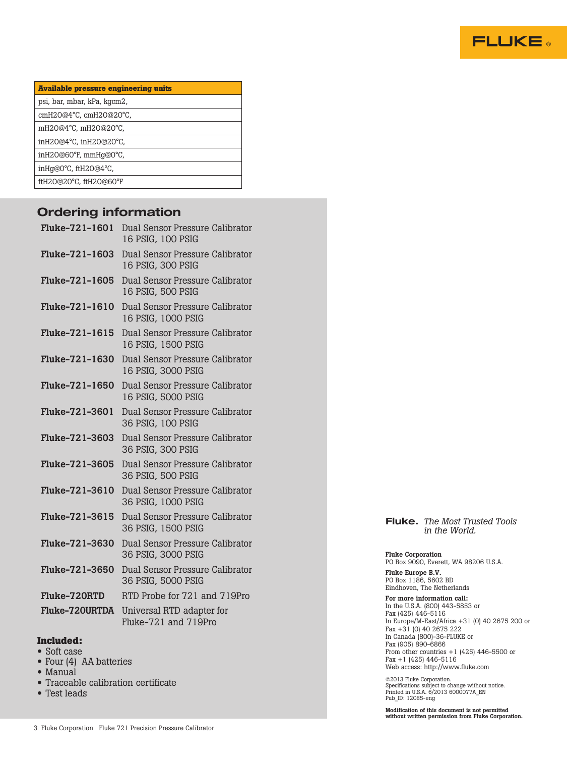| Available pressure engineering units |
|---|
| psi, bar, mbar, kPa, kgcm2, |
| cmH2O@4°C, cmH2O@20°C, |
| mH2O@4°C, mH2O@20°C, |
| inH2O@4°C, inH2O@20°C, |
| inH2O@60°F, mmHg@0°C, |
| inHg@0°C, ftH2O@4°C, |
| ftH2O@20°C, ftH2O@60°F |

## Ordering information

| | |
|---|---|
| **Fluke-721-1601** | Dual Sensor Pressure Calibrator 16 PSIG, 100 PSIG |
| **Fluke-721-1603** | Dual Sensor Pressure Calibrator 16 PSIG, 300 PSIG |
| **Fluke-721-1605** | Dual Sensor Pressure Calibrator 16 PSIG, 500 PSIG |
| **Fluke-721-1610** | Dual Sensor Pressure Calibrator 16 PSIG, 1000 PSIG |
| **Fluke-721-1615** | Dual Sensor Pressure Calibrator 16 PSIG, 1500 PSIG |
| **Fluke-721-1630** | Dual Sensor Pressure Calibrator 16 PSIG, 3000 PSIG |
| **Fluke-721-1650** | Dual Sensor Pressure Calibrator 16 PSIG, 5000 PSIG |
| **Fluke-721-3601** | Dual Sensor Pressure Calibrator 36 PSIG, 100 PSIG |
| **Fluke-721-3603** | Dual Sensor Pressure Calibrator 36 PSIG, 300 PSIG |
| **Fluke-721-3605** | Dual Sensor Pressure Calibrator 36 PSIG, 500 PSIG |
| **Fluke-721-3610** | Dual Sensor Pressure Calibrator 36 PSIG, 1000 PSIG |
| **Fluke-721-3615** | Dual Sensor Pressure Calibrator 36 PSIG, 1500 PSIG |
| **Fluke-721-3630** | Dual Sensor Pressure Calibrator 36 PSIG, 3000 PSIG |
| **Fluke-721-3650** | Dual Sensor Pressure Calibrator 36 PSIG, 5000 PSIG |
| **Fluke-720RTD** | RTD Probe for 721 and 719Pro |
| **Fluke-720URTDA** | Universal RTD adapter for Fluke-721 and 719Pro |

**Included:**

- Soft case
- Four (4) AA batteries
- Manual
- Traceable calibration certificate
- Test leads

**Fluke.** *The Most Trusted Tools in the World.*

**Fluke Corporation**
PO Box 9090, Everett, WA 98206 U.S.A.

**Fluke Europe B.V.**
PO Box 1186, 5602 BD
Eindhoven, The Netherlands

**For more information call:**
In the U.S.A. (800) 443-5853 or
Fax (425) 446-5116
In Europe/M-East/Africa +31 (0) 40 2675 200 or
Fax +31 (0) 40 2675 222
In Canada (800)-36-FLUKE or
Fax (905) 890-6866
From other countries +1 (425) 446-5500 or
Fax +1 (425) 446-5116
Web access: http://www.fluke.com

©2013 Fluke Corporation.
Specifications subject to change without notice.
Printed in U.S.A. 6/2013 6000077A_EN
Pub_ID: 12085-eng

**Modification of this document is not permitted without written permission from Fluke Corporation.**